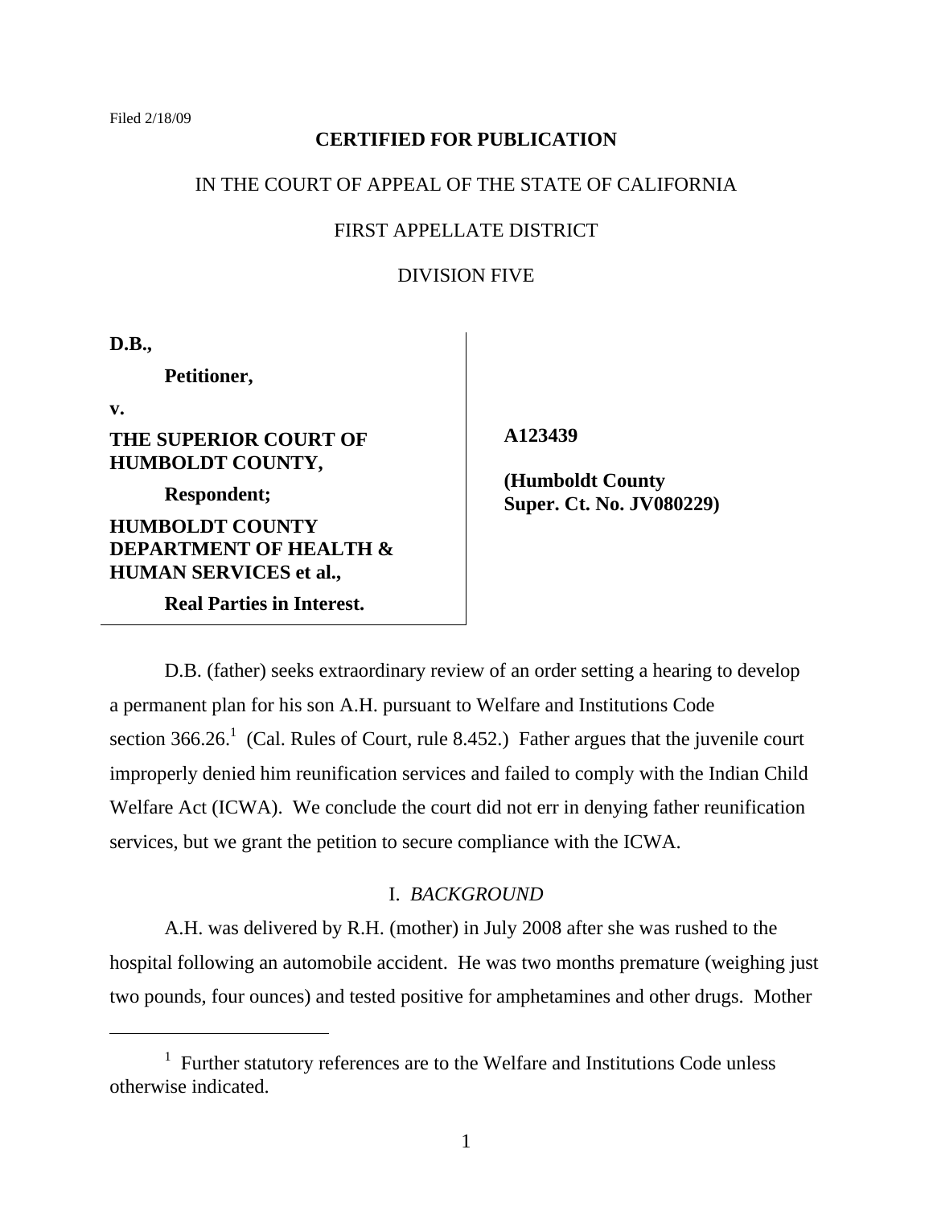Filed 2/18/09

**CERTIFIED FOR PUBLICATION**

IN THE COURT OF APPEAL OF THE STATE OF CALIFORNIA

FIRST APPELLATE DISTRICT

DIVISION FIVE

| | |
|---|---|
| **D.B.,**<br>**Petitioner,**<br>**v.**<br>**THE SUPERIOR COURT OF HUMBOLDT COUNTY,**<br>**Respondent;**<br>**HUMBOLDT COUNTY DEPARTMENT OF HEALTH & HUMAN SERVICES et al.,**<br>**Real Parties in Interest.** | **A123439**<br><br>**(Humboldt County Super. Ct. No. JV080229)** |

D.B. (father) seeks extraordinary review of an order setting a hearing to develop a permanent plan for his son A.H. pursuant to Welfare and Institutions Code section 366.26.[1] (Cal. Rules of Court, rule 8.452.) Father argues that the juvenile court improperly denied him reunification services and failed to comply with the Indian Child Welfare Act (ICWA). We conclude the court did not err in denying father reunification services, but we grant the petition to secure compliance with the ICWA.

## I. *BACKGROUND*

A.H. was delivered by R.H. (mother) in July 2008 after she was rushed to the hospital following an automobile accident. He was two months premature (weighing just two pounds, four ounces) and tested positive for amphetamines and other drugs. Mother

---

[1] Further statutory references are to the Welfare and Institutions Code unless otherwise indicated.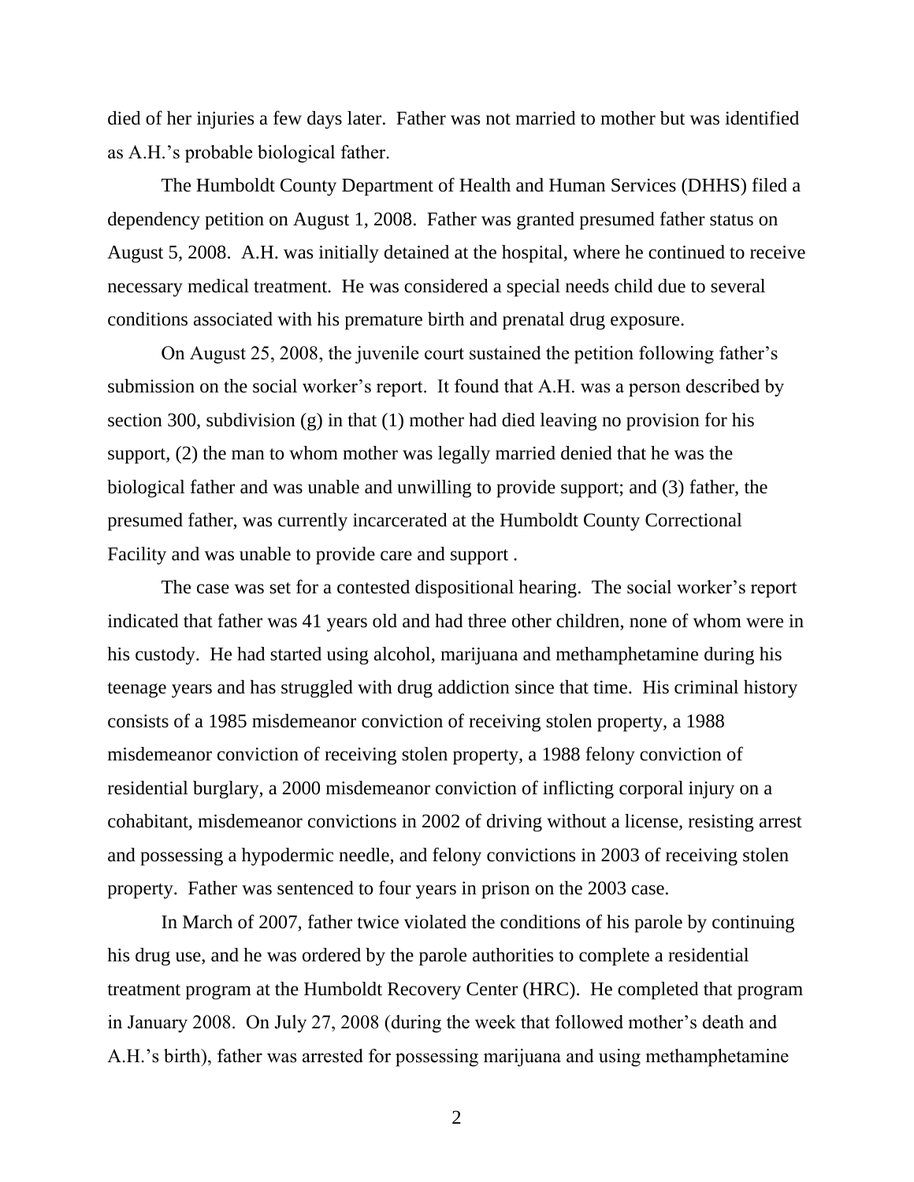died of her injuries a few days later. Father was not married to mother but was identified as A.H.'s probable biological father.

The Humboldt County Department of Health and Human Services (DHHS) filed a dependency petition on August 1, 2008. Father was granted presumed father status on August 5, 2008. A.H. was initially detained at the hospital, where he continued to receive necessary medical treatment. He was considered a special needs child due to several conditions associated with his premature birth and prenatal drug exposure.

On August 25, 2008, the juvenile court sustained the petition following father's submission on the social worker's report. It found that A.H. was a person described by section 300, subdivision (g) in that (1) mother had died leaving no provision for his support, (2) the man to whom mother was legally married denied that he was the biological father and was unable and unwilling to provide support; and (3) father, the presumed father, was currently incarcerated at the Humboldt County Correctional Facility and was unable to provide care and support .

The case was set for a contested dispositional hearing. The social worker's report indicated that father was 41 years old and had three other children, none of whom were in his custody. He had started using alcohol, marijuana and methamphetamine during his teenage years and has struggled with drug addiction since that time. His criminal history consists of a 1985 misdemeanor conviction of receiving stolen property, a 1988 misdemeanor conviction of receiving stolen property, a 1988 felony conviction of residential burglary, a 2000 misdemeanor conviction of inflicting corporal injury on a cohabitant, misdemeanor convictions in 2002 of driving without a license, resisting arrest and possessing a hypodermic needle, and felony convictions in 2003 of receiving stolen property. Father was sentenced to four years in prison on the 2003 case.

In March of 2007, father twice violated the conditions of his parole by continuing his drug use, and he was ordered by the parole authorities to complete a residential treatment program at the Humboldt Recovery Center (HRC). He completed that program in January 2008. On July 27, 2008 (during the week that followed mother's death and A.H.'s birth), father was arrested for possessing marijuana and using methamphetamine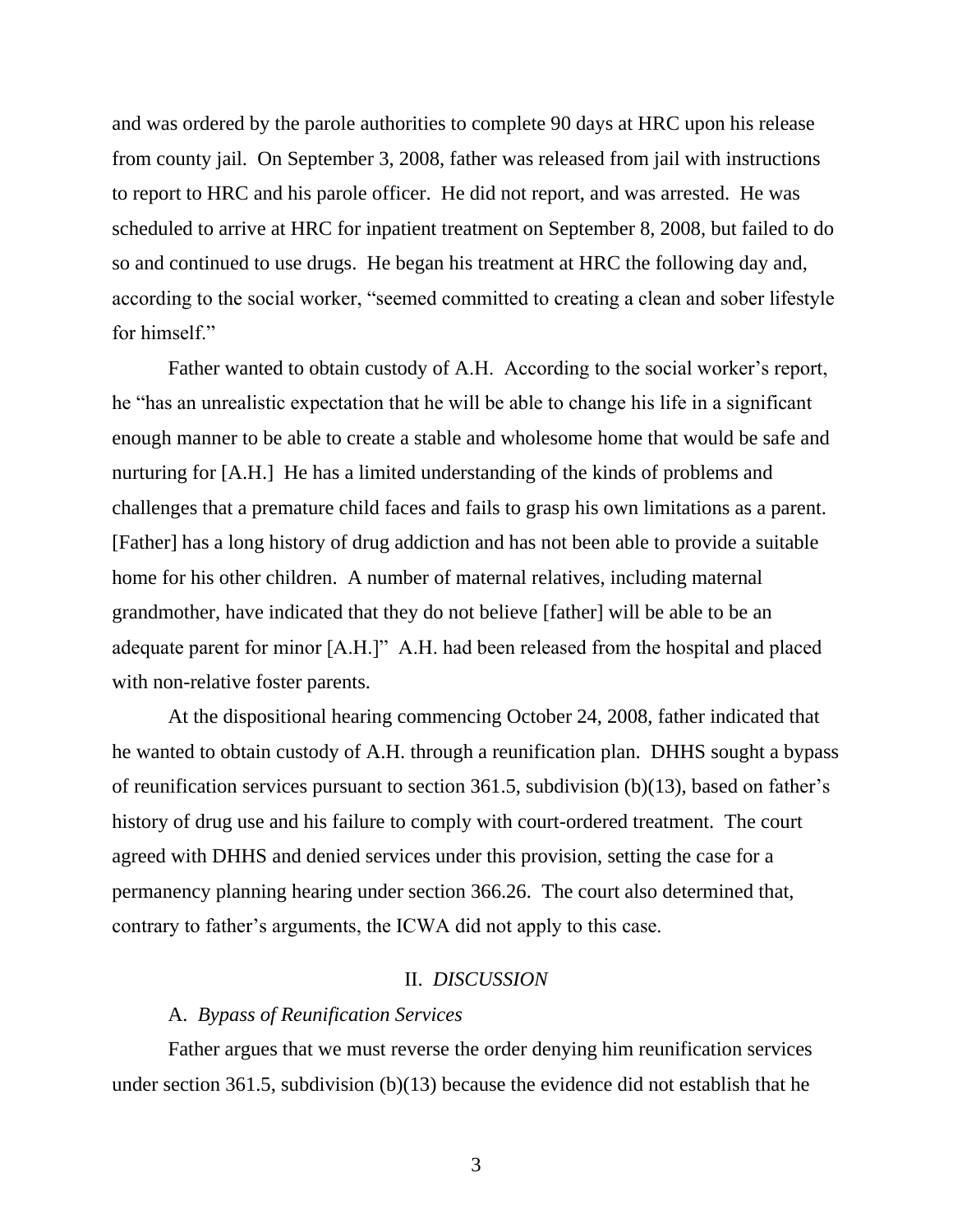and was ordered by the parole authorities to complete 90 days at HRC upon his release from county jail. On September 3, 2008, father was released from jail with instructions to report to HRC and his parole officer. He did not report, and was arrested. He was scheduled to arrive at HRC for inpatient treatment on September 8, 2008, but failed to do so and continued to use drugs. He began his treatment at HRC the following day and, according to the social worker, "seemed committed to creating a clean and sober lifestyle for himself."

Father wanted to obtain custody of A.H. According to the social worker's report, he "has an unrealistic expectation that he will be able to change his life in a significant enough manner to be able to create a stable and wholesome home that would be safe and nurturing for [A.H.] He has a limited understanding of the kinds of problems and challenges that a premature child faces and fails to grasp his own limitations as a parent. [Father] has a long history of drug addiction and has not been able to provide a suitable home for his other children. A number of maternal relatives, including maternal grandmother, have indicated that they do not believe [father] will be able to be an adequate parent for minor [A.H.]" A.H. had been released from the hospital and placed with non-relative foster parents.

At the dispositional hearing commencing October 24, 2008, father indicated that he wanted to obtain custody of A.H. through a reunification plan. DHHS sought a bypass of reunification services pursuant to section 361.5, subdivision (b)(13), based on father's history of drug use and his failure to comply with court-ordered treatment. The court agreed with DHHS and denied services under this provision, setting the case for a permanency planning hearing under section 366.26. The court also determined that, contrary to father's arguments, the ICWA did not apply to this case.

## II. *DISCUSSION*

### A. *Bypass of Reunification Services*

Father argues that we must reverse the order denying him reunification services under section 361.5, subdivision (b)(13) because the evidence did not establish that he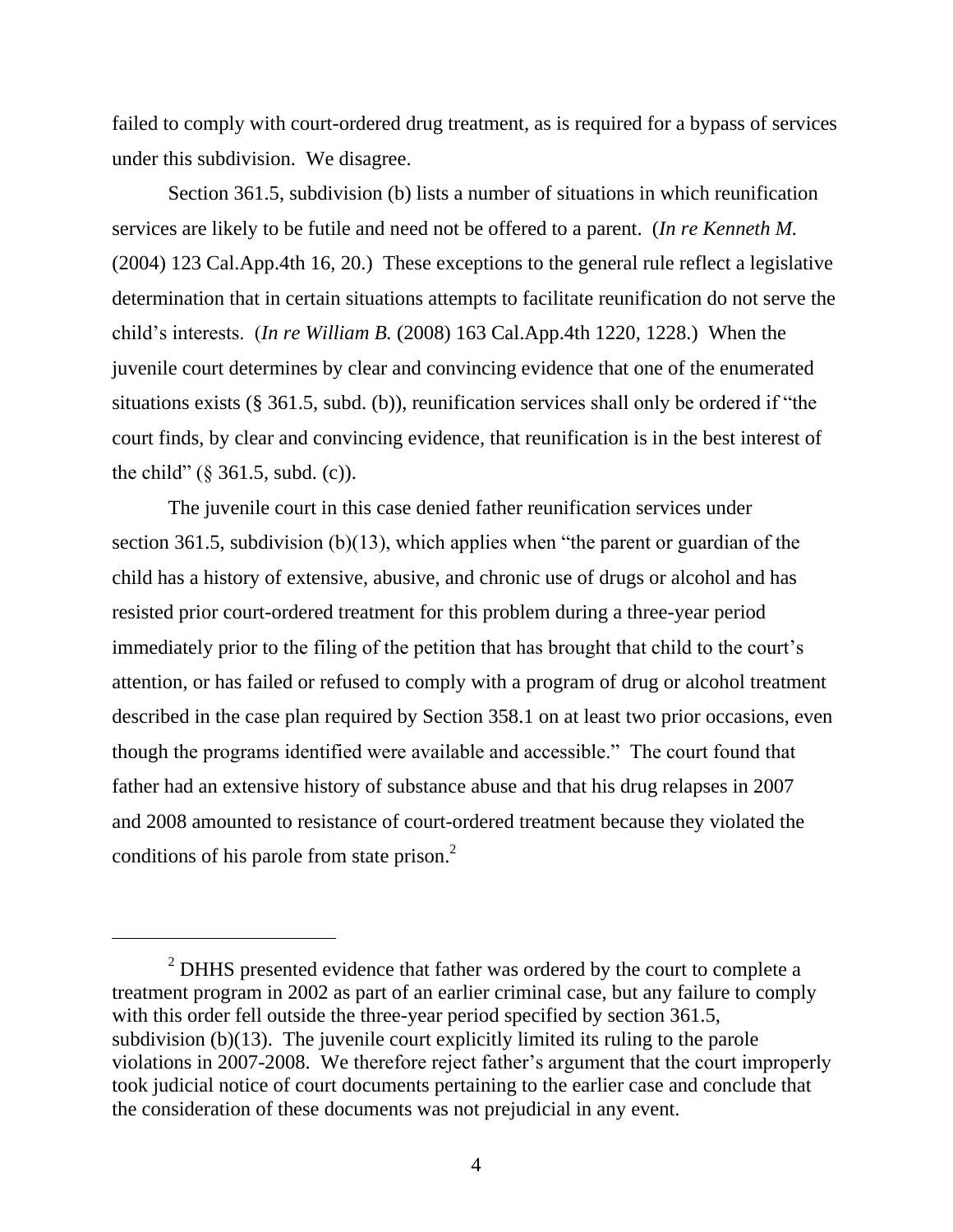failed to comply with court-ordered drug treatment, as is required for a bypass of services under this subdivision. We disagree.

Section 361.5, subdivision (b) lists a number of situations in which reunification services are likely to be futile and need not be offered to a parent. (*In re Kenneth M.* (2004) 123 Cal.App.4th 16, 20.) These exceptions to the general rule reflect a legislative determination that in certain situations attempts to facilitate reunification do not serve the child's interests. (*In re William B.* (2008) 163 Cal.App.4th 1220, 1228.) When the juvenile court determines by clear and convincing evidence that one of the enumerated situations exists (§ 361.5, subd. (b)), reunification services shall only be ordered if "the court finds, by clear and convincing evidence, that reunification is in the best interest of the child" (§ 361.5, subd. (c)).

The juvenile court in this case denied father reunification services under section 361.5, subdivision (b)(13), which applies when "the parent or guardian of the child has a history of extensive, abusive, and chronic use of drugs or alcohol and has resisted prior court-ordered treatment for this problem during a three-year period immediately prior to the filing of the petition that has brought that child to the court's attention, or has failed or refused to comply with a program of drug or alcohol treatment described in the case plan required by Section 358.1 on at least two prior occasions, even though the programs identified were available and accessible." The court found that father had an extensive history of substance abuse and that his drug relapses in 2007 and 2008 amounted to resistance of court-ordered treatment because they violated the conditions of his parole from state prison.[2]

---

[2] DHHS presented evidence that father was ordered by the court to complete a treatment program in 2002 as part of an earlier criminal case, but any failure to comply with this order fell outside the three-year period specified by section 361.5, subdivision (b)(13). The juvenile court explicitly limited its ruling to the parole violations in 2007-2008. We therefore reject father's argument that the court improperly took judicial notice of court documents pertaining to the earlier case and conclude that the consideration of these documents was not prejudicial in any event.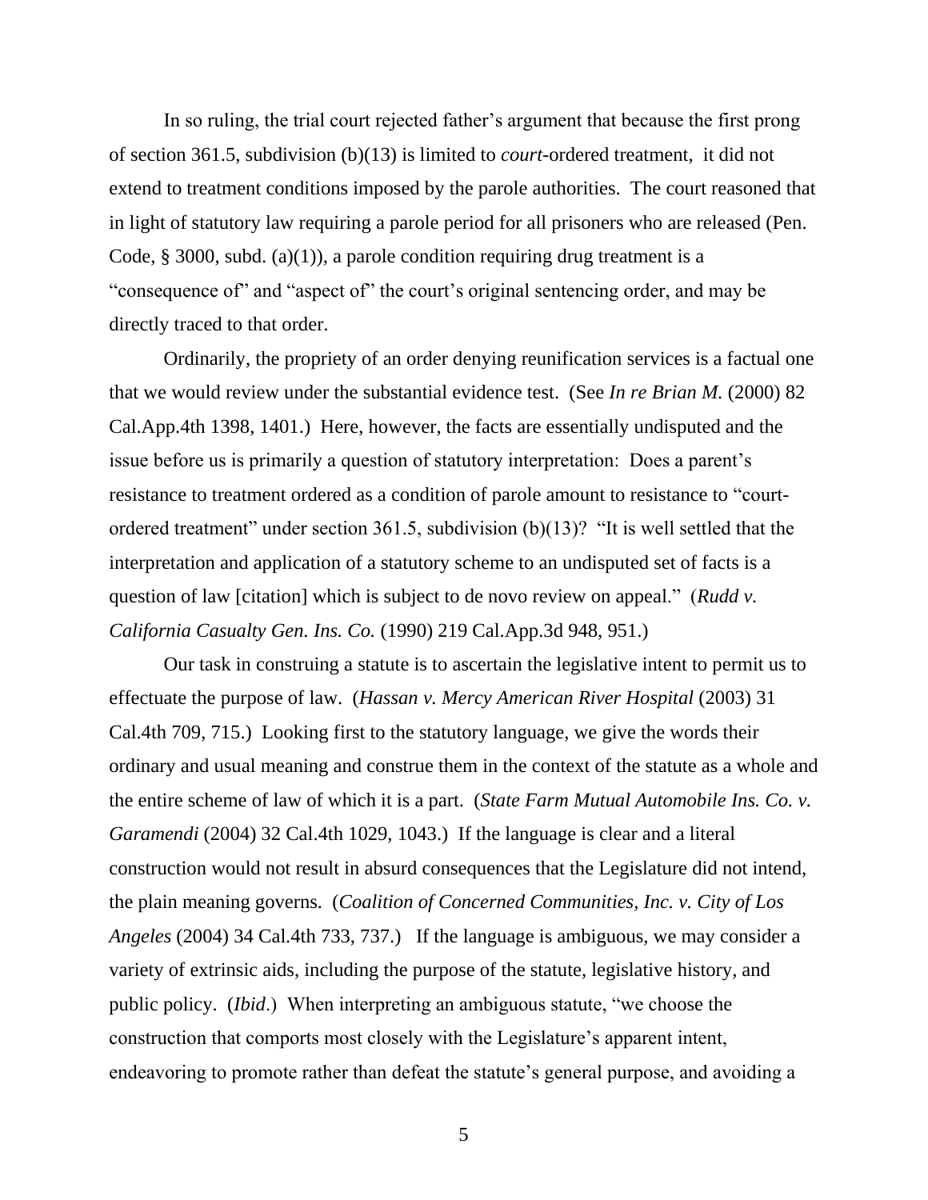In so ruling, the trial court rejected father's argument that because the first prong of section 361.5, subdivision (b)(13) is limited to *court*-ordered treatment, it did not extend to treatment conditions imposed by the parole authorities. The court reasoned that in light of statutory law requiring a parole period for all prisoners who are released (Pen. Code, § 3000, subd. (a)(1)), a parole condition requiring drug treatment is a "consequence of" and "aspect of" the court's original sentencing order, and may be directly traced to that order.

Ordinarily, the propriety of an order denying reunification services is a factual one that we would review under the substantial evidence test. (See *In re Brian M.* (2000) 82 Cal.App.4th 1398, 1401.) Here, however, the facts are essentially undisputed and the issue before us is primarily a question of statutory interpretation: Does a parent's resistance to treatment ordered as a condition of parole amount to resistance to "court-ordered treatment" under section 361.5, subdivision (b)(13)? "It is well settled that the interpretation and application of a statutory scheme to an undisputed set of facts is a question of law [citation] which is subject to de novo review on appeal." (*Rudd v. California Casualty Gen. Ins. Co.* (1990) 219 Cal.App.3d 948, 951.)

Our task in construing a statute is to ascertain the legislative intent to permit us to effectuate the purpose of law. (*Hassan v. Mercy American River Hospital* (2003) 31 Cal.4th 709, 715.) Looking first to the statutory language, we give the words their ordinary and usual meaning and construe them in the context of the statute as a whole and the entire scheme of law of which it is a part. (*State Farm Mutual Automobile Ins. Co. v. Garamendi* (2004) 32 Cal.4th 1029, 1043.) If the language is clear and a literal construction would not result in absurd consequences that the Legislature did not intend, the plain meaning governs. (*Coalition of Concerned Communities, Inc. v. City of Los Angeles* (2004) 34 Cal.4th 733, 737.) If the language is ambiguous, we may consider a variety of extrinsic aids, including the purpose of the statute, legislative history, and public policy. (*Ibid*.) When interpreting an ambiguous statute, "we choose the construction that comports most closely with the Legislature's apparent intent, endeavoring to promote rather than defeat the statute's general purpose, and avoiding a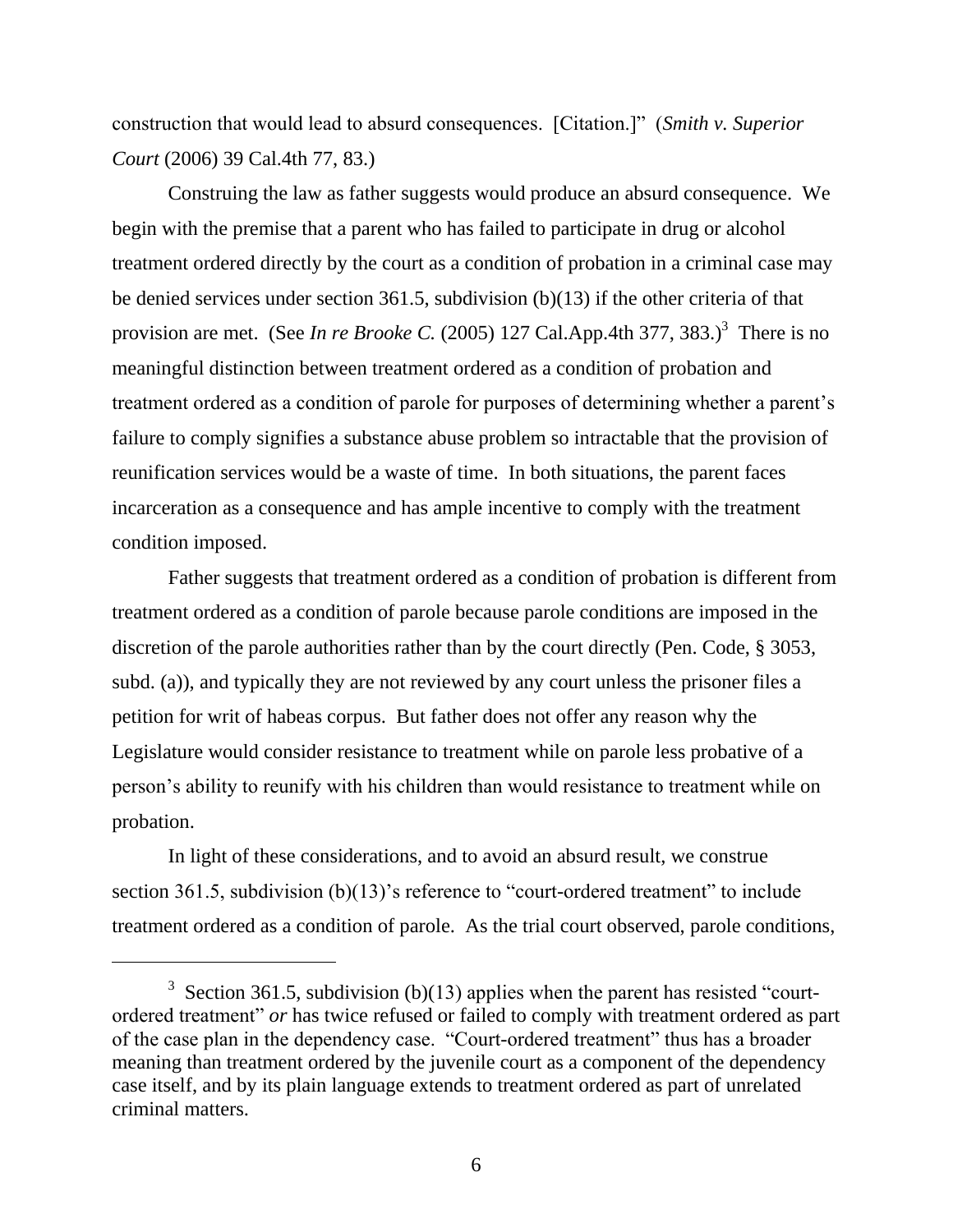construction that would lead to absurd consequences. [Citation.]" (*Smith v. Superior Court* (2006) 39 Cal.4th 77, 83.)

Construing the law as father suggests would produce an absurd consequence. We begin with the premise that a parent who has failed to participate in drug or alcohol treatment ordered directly by the court as a condition of probation in a criminal case may be denied services under section 361.5, subdivision (b)(13) if the other criteria of that provision are met. (See *In re Brooke C.* (2005) 127 Cal.App.4th 377, 383.)[3] There is no meaningful distinction between treatment ordered as a condition of probation and treatment ordered as a condition of parole for purposes of determining whether a parent's failure to comply signifies a substance abuse problem so intractable that the provision of reunification services would be a waste of time. In both situations, the parent faces incarceration as a consequence and has ample incentive to comply with the treatment condition imposed.

Father suggests that treatment ordered as a condition of probation is different from treatment ordered as a condition of parole because parole conditions are imposed in the discretion of the parole authorities rather than by the court directly (Pen. Code, § 3053, subd. (a)), and typically they are not reviewed by any court unless the prisoner files a petition for writ of habeas corpus. But father does not offer any reason why the Legislature would consider resistance to treatment while on parole less probative of a person's ability to reunify with his children than would resistance to treatment while on probation.

In light of these considerations, and to avoid an absurd result, we construe section 361.5, subdivision (b)(13)'s reference to "court-ordered treatment" to include treatment ordered as a condition of parole. As the trial court observed, parole conditions,

---

[3] Section 361.5, subdivision (b)(13) applies when the parent has resisted "court-ordered treatment" *or* has twice refused or failed to comply with treatment ordered as part of the case plan in the dependency case. "Court-ordered treatment" thus has a broader meaning than treatment ordered by the juvenile court as a component of the dependency case itself, and by its plain language extends to treatment ordered as part of unrelated criminal matters.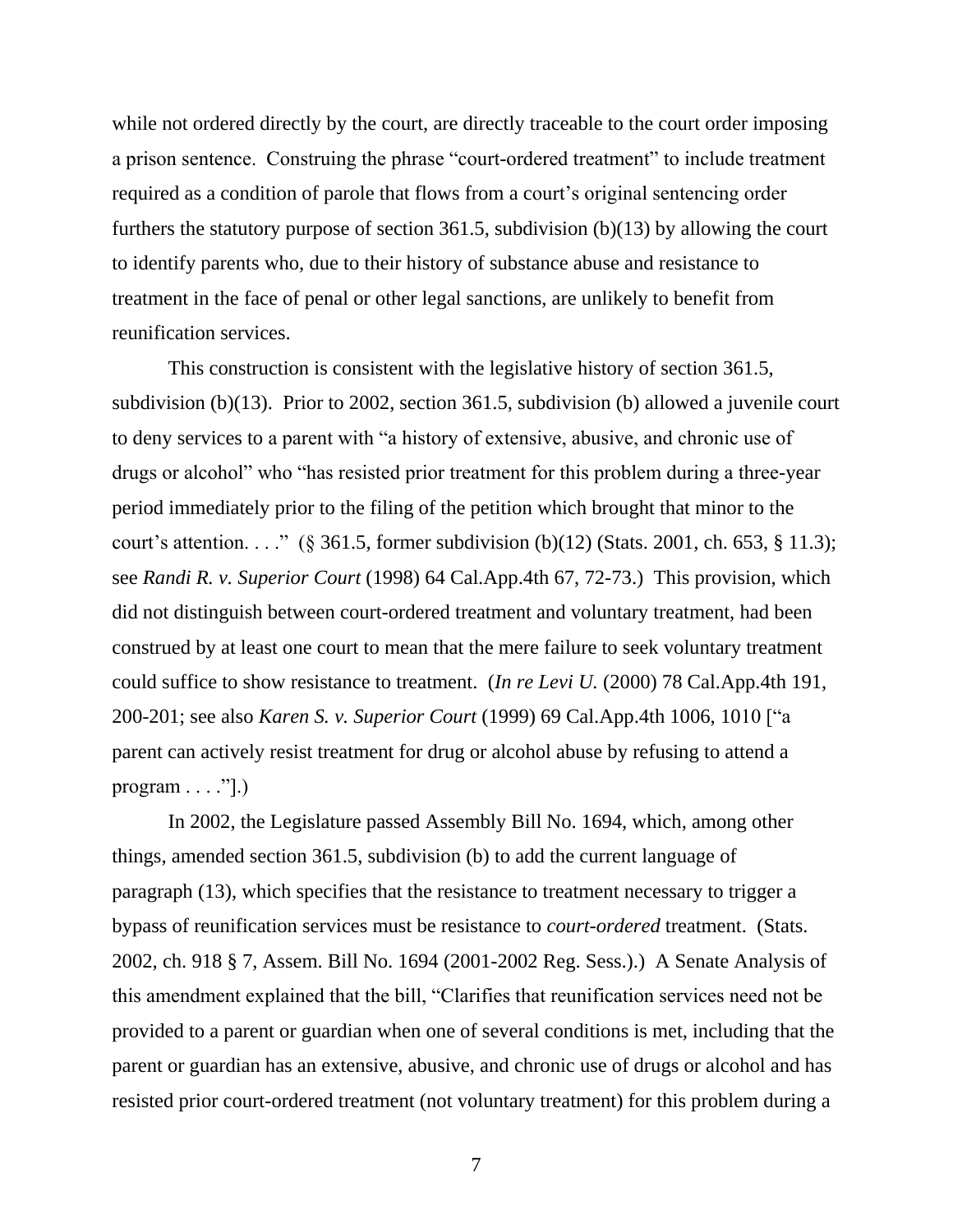while not ordered directly by the court, are directly traceable to the court order imposing a prison sentence. Construing the phrase "court-ordered treatment" to include treatment required as a condition of parole that flows from a court's original sentencing order furthers the statutory purpose of section 361.5, subdivision (b)(13) by allowing the court to identify parents who, due to their history of substance abuse and resistance to treatment in the face of penal or other legal sanctions, are unlikely to benefit from reunification services.

This construction is consistent with the legislative history of section 361.5, subdivision (b)(13). Prior to 2002, section 361.5, subdivision (b) allowed a juvenile court to deny services to a parent with "a history of extensive, abusive, and chronic use of drugs or alcohol" who "has resisted prior treatment for this problem during a three-year period immediately prior to the filing of the petition which brought that minor to the court's attention. . . ." (§ 361.5, former subdivision (b)(12) (Stats. 2001, ch. 653, § 11.3); see *Randi R. v. Superior Court* (1998) 64 Cal.App.4th 67, 72-73.) This provision, which did not distinguish between court-ordered treatment and voluntary treatment, had been construed by at least one court to mean that the mere failure to seek voluntary treatment could suffice to show resistance to treatment. (*In re Levi U.* (2000) 78 Cal.App.4th 191, 200-201; see also *Karen S. v. Superior Court* (1999) 69 Cal.App.4th 1006, 1010 ["a parent can actively resist treatment for drug or alcohol abuse by refusing to attend a program . . . ."].)

In 2002, the Legislature passed Assembly Bill No. 1694, which, among other things, amended section 361.5, subdivision (b) to add the current language of paragraph (13), which specifies that the resistance to treatment necessary to trigger a bypass of reunification services must be resistance to *court-ordered* treatment. (Stats. 2002, ch. 918 § 7, Assem. Bill No. 1694 (2001-2002 Reg. Sess.).) A Senate Analysis of this amendment explained that the bill, "Clarifies that reunification services need not be provided to a parent or guardian when one of several conditions is met, including that the parent or guardian has an extensive, abusive, and chronic use of drugs or alcohol and has resisted prior court-ordered treatment (not voluntary treatment) for this problem during a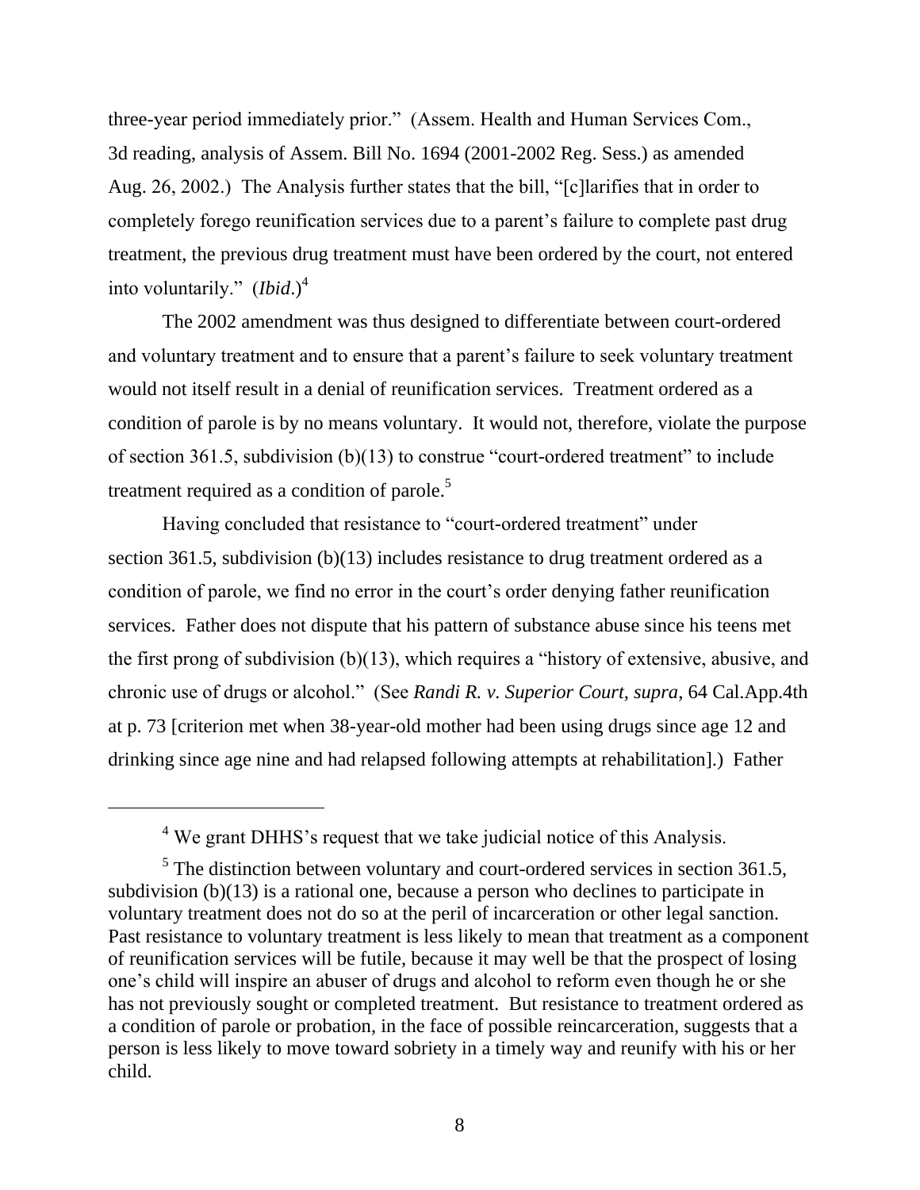three-year period immediately prior." (Assem. Health and Human Services Com., 3d reading, analysis of Assem. Bill No. 1694 (2001-2002 Reg. Sess.) as amended Aug. 26, 2002.) The Analysis further states that the bill, "[c]larifies that in order to completely forego reunification services due to a parent's failure to complete past drug treatment, the previous drug treatment must have been ordered by the court, not entered into voluntarily." (*Ibid*.)[4]

The 2002 amendment was thus designed to differentiate between court-ordered and voluntary treatment and to ensure that a parent's failure to seek voluntary treatment would not itself result in a denial of reunification services. Treatment ordered as a condition of parole is by no means voluntary. It would not, therefore, violate the purpose of section 361.5, subdivision (b)(13) to construe "court-ordered treatment" to include treatment required as a condition of parole.[5]

Having concluded that resistance to "court-ordered treatment" under section 361.5, subdivision (b)(13) includes resistance to drug treatment ordered as a condition of parole, we find no error in the court's order denying father reunification services. Father does not dispute that his pattern of substance abuse since his teens met the first prong of subdivision (b)(13), which requires a "history of extensive, abusive, and chronic use of drugs or alcohol." (See *Randi R. v. Superior Court, supra*, 64 Cal.App.4th at p. 73 [criterion met when 38-year-old mother had been using drugs since age 12 and drinking since age nine and had relapsed following attempts at rehabilitation].) Father

---

[4] We grant DHHS's request that we take judicial notice of this Analysis.

[5] The distinction between voluntary and court-ordered services in section 361.5, subdivision (b)(13) is a rational one, because a person who declines to participate in voluntary treatment does not do so at the peril of incarceration or other legal sanction. Past resistance to voluntary treatment is less likely to mean that treatment as a component of reunification services will be futile, because it may well be that the prospect of losing one's child will inspire an abuser of drugs and alcohol to reform even though he or she has not previously sought or completed treatment. But resistance to treatment ordered as a condition of parole or probation, in the face of possible reincarceration, suggests that a person is less likely to move toward sobriety in a timely way and reunify with his or her child.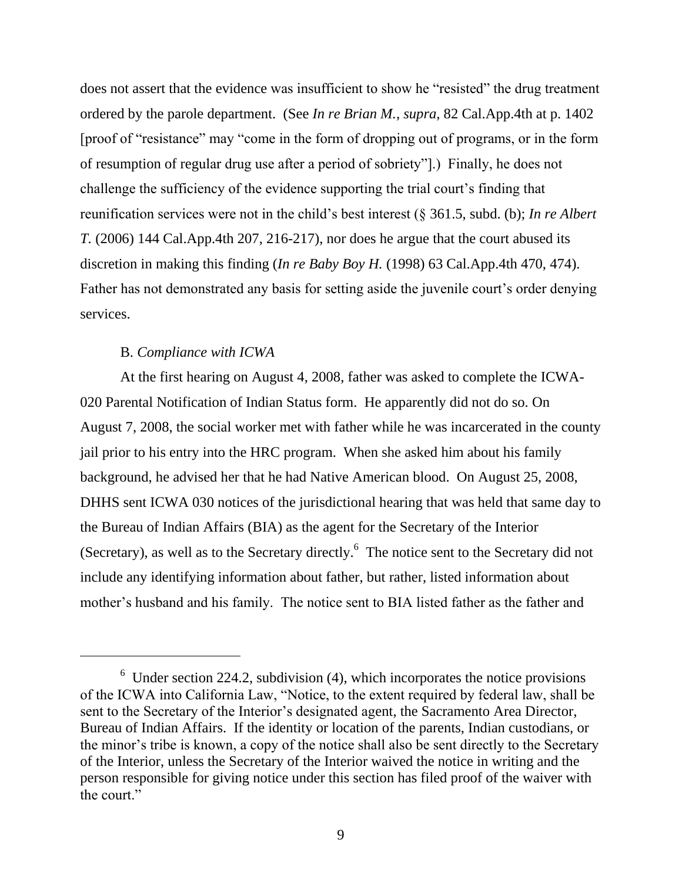does not assert that the evidence was insufficient to show he "resisted" the drug treatment ordered by the parole department. (See *In re Brian M.*, *supra*, 82 Cal.App.4th at p. 1402 [proof of "resistance" may "come in the form of dropping out of programs, or in the form of resumption of regular drug use after a period of sobriety"].) Finally, he does not challenge the sufficiency of the evidence supporting the trial court's finding that reunification services were not in the child's best interest (§ 361.5, subd. (b); *In re Albert T.* (2006) 144 Cal.App.4th 207, 216-217), nor does he argue that the court abused its discretion in making this finding (*In re Baby Boy H.* (1998) 63 Cal.App.4th 470, 474). Father has not demonstrated any basis for setting aside the juvenile court's order denying services.

B. *Compliance with ICWA*

At the first hearing on August 4, 2008, father was asked to complete the ICWA-020 Parental Notification of Indian Status form. He apparently did not do so. On August 7, 2008, the social worker met with father while he was incarcerated in the county jail prior to his entry into the HRC program. When she asked him about his family background, he advised her that he had Native American blood. On August 25, 2008, DHHS sent ICWA 030 notices of the jurisdictional hearing that was held that same day to the Bureau of Indian Affairs (BIA) as the agent for the Secretary of the Interior (Secretary), as well as to the Secretary directly.[6] The notice sent to the Secretary did not include any identifying information about father, but rather, listed information about mother's husband and his family. The notice sent to BIA listed father as the father and

[6] Under section 224.2, subdivision (4), which incorporates the notice provisions of the ICWA into California Law, "Notice, to the extent required by federal law, shall be sent to the Secretary of the Interior's designated agent, the Sacramento Area Director, Bureau of Indian Affairs. If the identity or location of the parents, Indian custodians, or the minor's tribe is known, a copy of the notice shall also be sent directly to the Secretary of the Interior, unless the Secretary of the Interior waived the notice in writing and the person responsible for giving notice under this section has filed proof of the waiver with the court."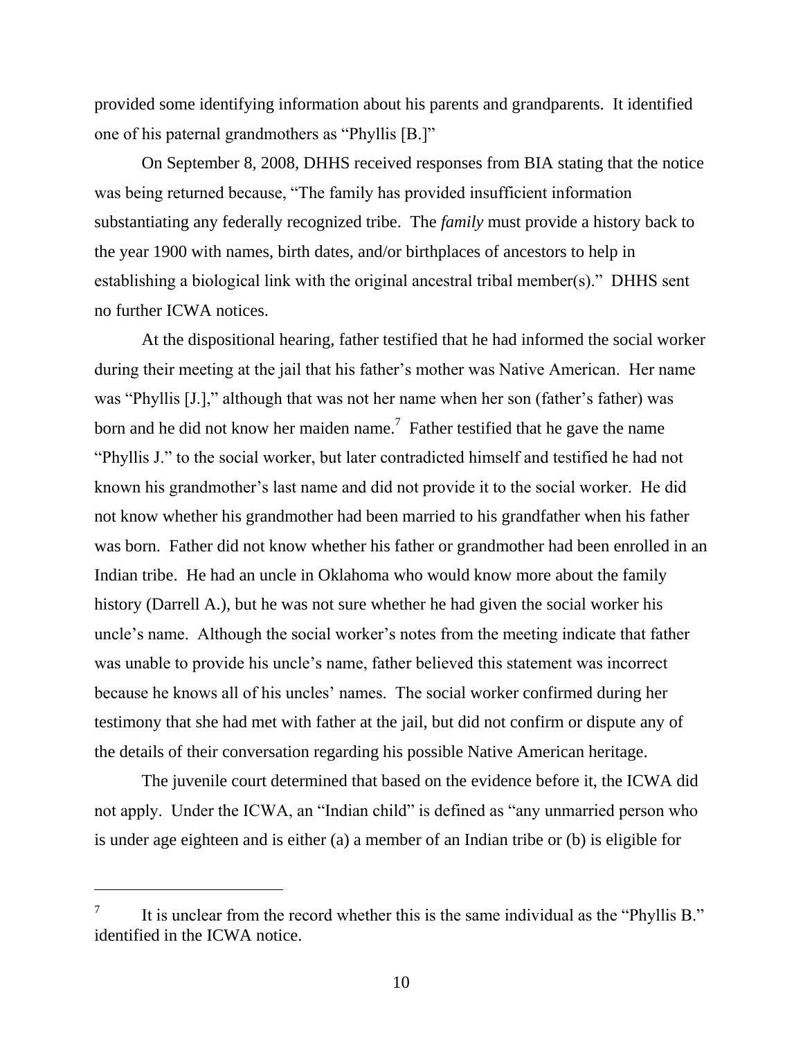provided some identifying information about his parents and grandparents. It identified one of his paternal grandmothers as "Phyllis [B.]"

On September 8, 2008, DHHS received responses from BIA stating that the notice was being returned because, "The family has provided insufficient information substantiating any federally recognized tribe. The *family* must provide a history back to the year 1900 with names, birth dates, and/or birthplaces of ancestors to help in establishing a biological link with the original ancestral tribal member(s)." DHHS sent no further ICWA notices.

At the dispositional hearing, father testified that he had informed the social worker during their meeting at the jail that his father's mother was Native American. Her name was "Phyllis [J.]," although that was not her name when her son (father's father) was born and he did not know her maiden name.[7] Father testified that he gave the name "Phyllis J." to the social worker, but later contradicted himself and testified he had not known his grandmother's last name and did not provide it to the social worker. He did not know whether his grandmother had been married to his grandfather when his father was born. Father did not know whether his father or grandmother had been enrolled in an Indian tribe. He had an uncle in Oklahoma who would know more about the family history (Darrell A.), but he was not sure whether he had given the social worker his uncle's name. Although the social worker's notes from the meeting indicate that father was unable to provide his uncle's name, father believed this statement was incorrect because he knows all of his uncles' names. The social worker confirmed during her testimony that she had met with father at the jail, but did not confirm or dispute any of the details of their conversation regarding his possible Native American heritage.

The juvenile court determined that based on the evidence before it, the ICWA did not apply. Under the ICWA, an "Indian child" is defined as "any unmarried person who is under age eighteen and is either (a) a member of an Indian tribe or (b) is eligible for

---

[7] It is unclear from the record whether this is the same individual as the "Phyllis B." identified in the ICWA notice.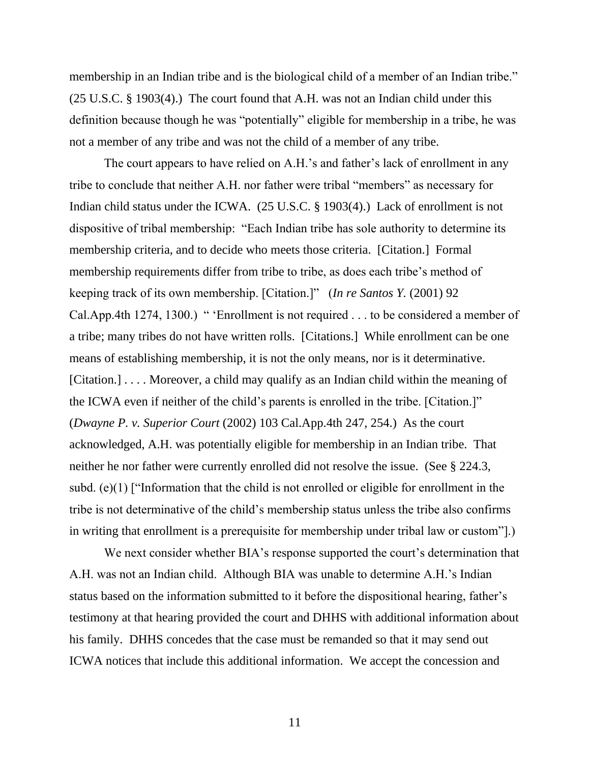membership in an Indian tribe and is the biological child of a member of an Indian tribe." (25 U.S.C. § 1903(4).) The court found that A.H. was not an Indian child under this definition because though he was "potentially" eligible for membership in a tribe, he was not a member of any tribe and was not the child of a member of any tribe.

The court appears to have relied on A.H.'s and father's lack of enrollment in any tribe to conclude that neither A.H. nor father were tribal "members" as necessary for Indian child status under the ICWA. (25 U.S.C. § 1903(4).) Lack of enrollment is not dispositive of tribal membership: "Each Indian tribe has sole authority to determine its membership criteria, and to decide who meets those criteria. [Citation.] Formal membership requirements differ from tribe to tribe, as does each tribe's method of keeping track of its own membership. [Citation.]" (*In re Santos Y.* (2001) 92 Cal.App.4th 1274, 1300.) " 'Enrollment is not required . . . to be considered a member of a tribe; many tribes do not have written rolls. [Citations.] While enrollment can be one means of establishing membership, it is not the only means, nor is it determinative. [Citation.] . . . . Moreover, a child may qualify as an Indian child within the meaning of the ICWA even if neither of the child's parents is enrolled in the tribe. [Citation.]" (*Dwayne P. v. Superior Court* (2002) 103 Cal.App.4th 247, 254.) As the court acknowledged, A.H. was potentially eligible for membership in an Indian tribe. That neither he nor father were currently enrolled did not resolve the issue. (See § 224.3, subd. (e)(1) ["Information that the child is not enrolled or eligible for enrollment in the tribe is not determinative of the child's membership status unless the tribe also confirms in writing that enrollment is a prerequisite for membership under tribal law or custom"].)

We next consider whether BIA's response supported the court's determination that A.H. was not an Indian child. Although BIA was unable to determine A.H.'s Indian status based on the information submitted to it before the dispositional hearing, father's testimony at that hearing provided the court and DHHS with additional information about his family. DHHS concedes that the case must be remanded so that it may send out ICWA notices that include this additional information. We accept the concession and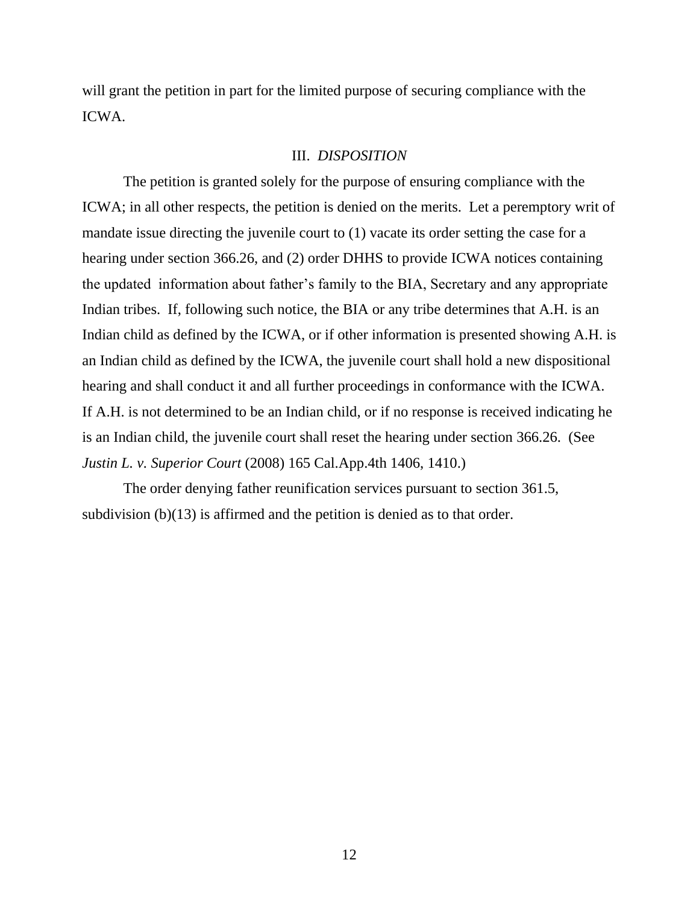will grant the petition in part for the limited purpose of securing compliance with the ICWA.

## III. *DISPOSITION*

The petition is granted solely for the purpose of ensuring compliance with the ICWA; in all other respects, the petition is denied on the merits. Let a peremptory writ of mandate issue directing the juvenile court to (1) vacate its order setting the case for a hearing under section 366.26, and (2) order DHHS to provide ICWA notices containing the updated information about father's family to the BIA, Secretary and any appropriate Indian tribes. If, following such notice, the BIA or any tribe determines that A.H. is an Indian child as defined by the ICWA, or if other information is presented showing A.H. is an Indian child as defined by the ICWA, the juvenile court shall hold a new dispositional hearing and shall conduct it and all further proceedings in conformance with the ICWA. If A.H. is not determined to be an Indian child, or if no response is received indicating he is an Indian child, the juvenile court shall reset the hearing under section 366.26. (See *Justin L. v. Superior Court* (2008) 165 Cal.App.4th 1406, 1410.)

The order denying father reunification services pursuant to section 361.5, subdivision (b)(13) is affirmed and the petition is denied as to that order.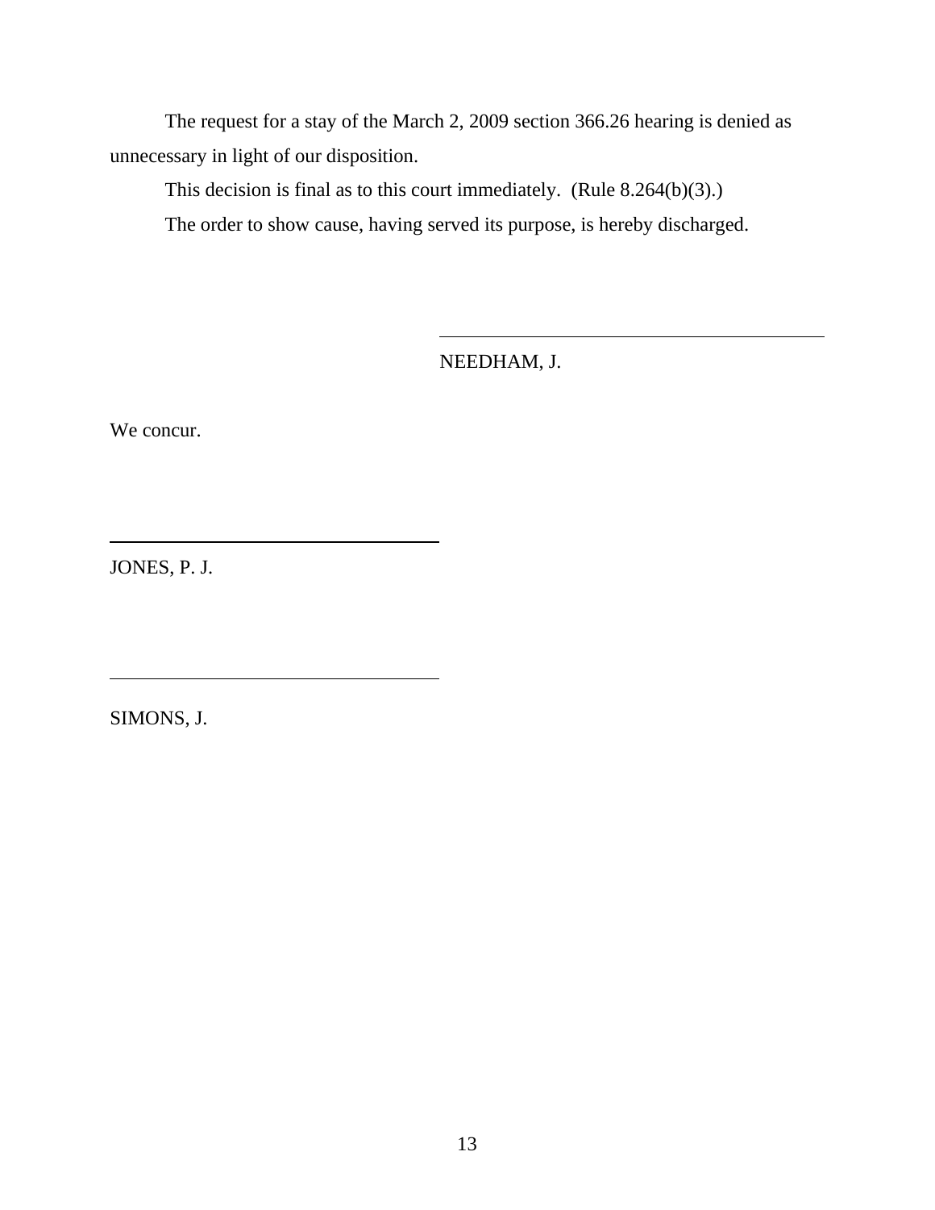The request for a stay of the March 2, 2009 section 366.26 hearing is denied as unnecessary in light of our disposition.

This decision is final as to this court immediately. (Rule 8.264(b)(3).)

The order to show cause, having served its purpose, is hereby discharged.

NEEDHAM, J.

We concur.

JONES, P. J.

SIMONS, J.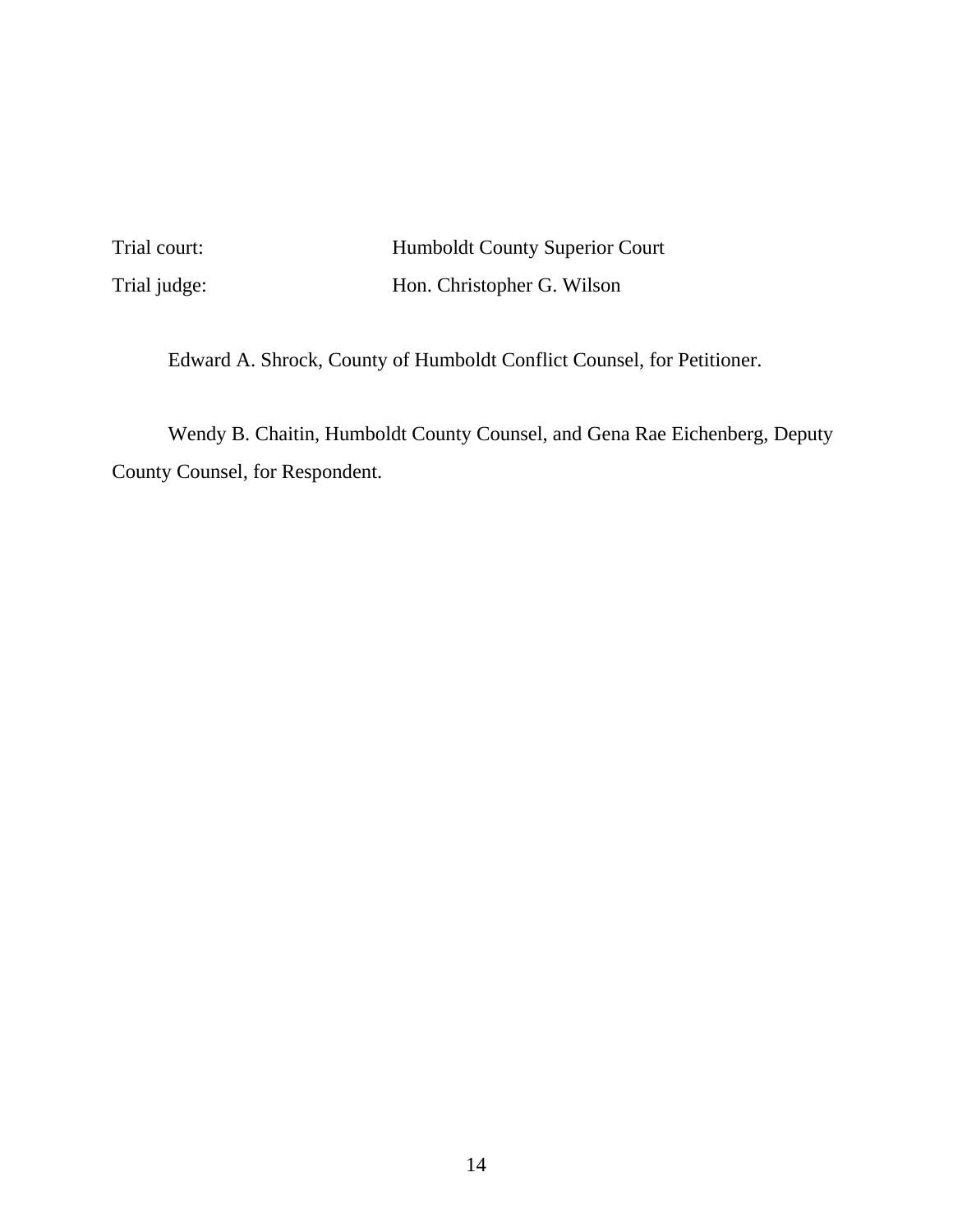Trial court: Humboldt County Superior Court

Trial judge: Hon. Christopher G. Wilson

Edward A. Shrock, County of Humboldt Conflict Counsel, for Petitioner.

Wendy B. Chaitin, Humboldt County Counsel, and Gena Rae Eichenberg, Deputy County Counsel, for Respondent.